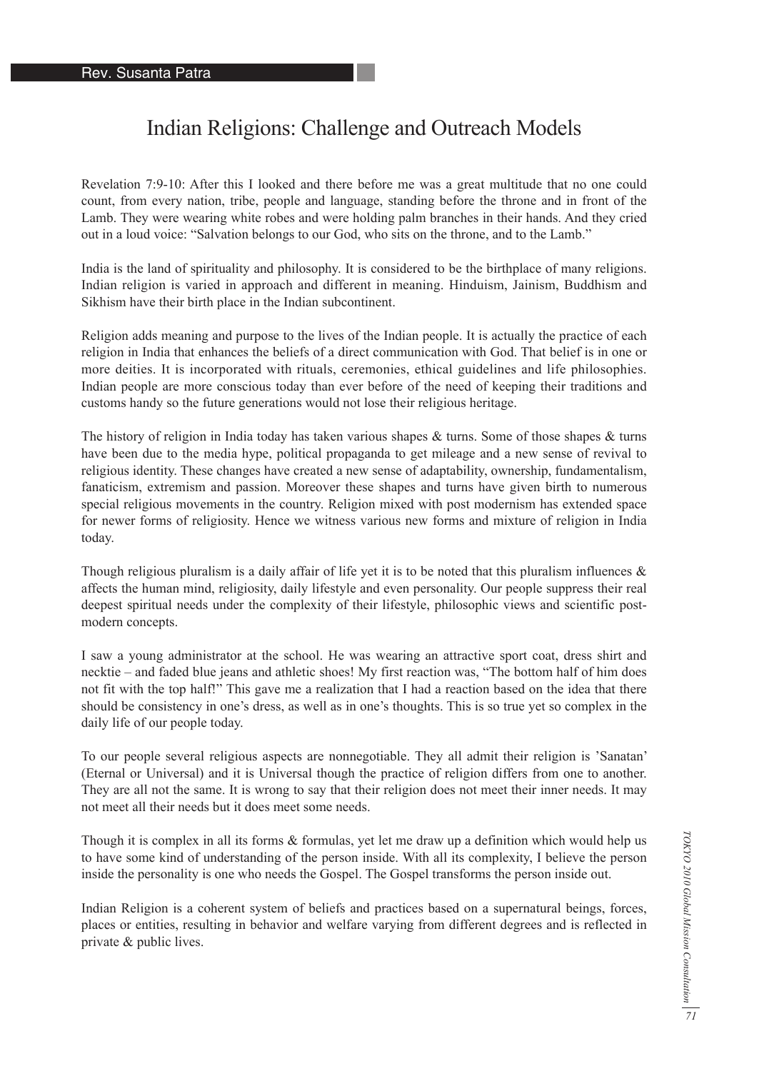Rev. Susanta Patra

# Indian Religions: Challenge and Outreach Models

Revelation 7:9-10: After this I looked and there before me was a great multitude that no one could count, from every nation, tribe, people and language, standing before the throne and in front of the Lamb. They were wearing white robes and were holding palm branches in their hands. And they cried out in a loud voice: "Salvation belongs to our God, who sits on the throne, and to the Lamb."

India is the land of spirituality and philosophy. It is considered to be the birthplace of many religions. Indian religion is varied in approach and different in meaning. Hinduism, Jainism, Buddhism and Sikhism have their birth place in the Indian subcontinent.

Religion adds meaning and purpose to the lives of the Indian people. It is actually the practice of each religion in India that enhances the beliefs of a direct communication with God. That belief is in one or more deities. It is incorporated with rituals, ceremonies, ethical guidelines and life philosophies. Indian people are more conscious today than ever before of the need of keeping their traditions and customs handy so the future generations would not lose their religious heritage.

The history of religion in India today has taken various shapes & turns. Some of those shapes & turns have been due to the media hype, political propaganda to get mileage and a new sense of revival to religious identity. These changes have created a new sense of adaptability, ownership, fundamentalism, fanaticism, extremism and passion. Moreover these shapes and turns have given birth to numerous special religious movements in the country. Religion mixed with post modernism has extended space for newer forms of religiosity. Hence we witness various new forms and mixture of religion in India today.

Though religious pluralism is a daily affair of life yet it is to be noted that this pluralism influences & affects the human mind, religiosity, daily lifestyle and even personality. Our people suppress their real deepest spiritual needs under the complexity of their lifestyle, philosophic views and scientific post-modern concepts.

I saw a young administrator at the school. He was wearing an attractive sport coat, dress shirt and necktie – and faded blue jeans and athletic shoes! My first reaction was, "The bottom half of him does not fit with the top half!" This gave me a realization that I had a reaction based on the idea that there should be consistency in one's dress, as well as in one's thoughts. This is so true yet so complex in the daily life of our people today.

To our people several religious aspects are nonnegotiable. They all admit their religion is 'Sanatan' (Eternal or Universal) and it is Universal though the practice of religion differs from one to another. They are all not the same. It is wrong to say that their religion does not meet their inner needs. It may not meet all their needs but it does meet some needs.

Though it is complex in all its forms & formulas, yet let me draw up a definition which would help us to have some kind of understanding of the person inside. With all its complexity, I believe the person inside the personality is one who needs the Gospel. The Gospel transforms the person inside out.

Indian Religion is a coherent system of beliefs and practices based on a supernatural beings, forces, places or entities, resulting in behavior and welfare varying from different degrees and is reflected in private & public lives.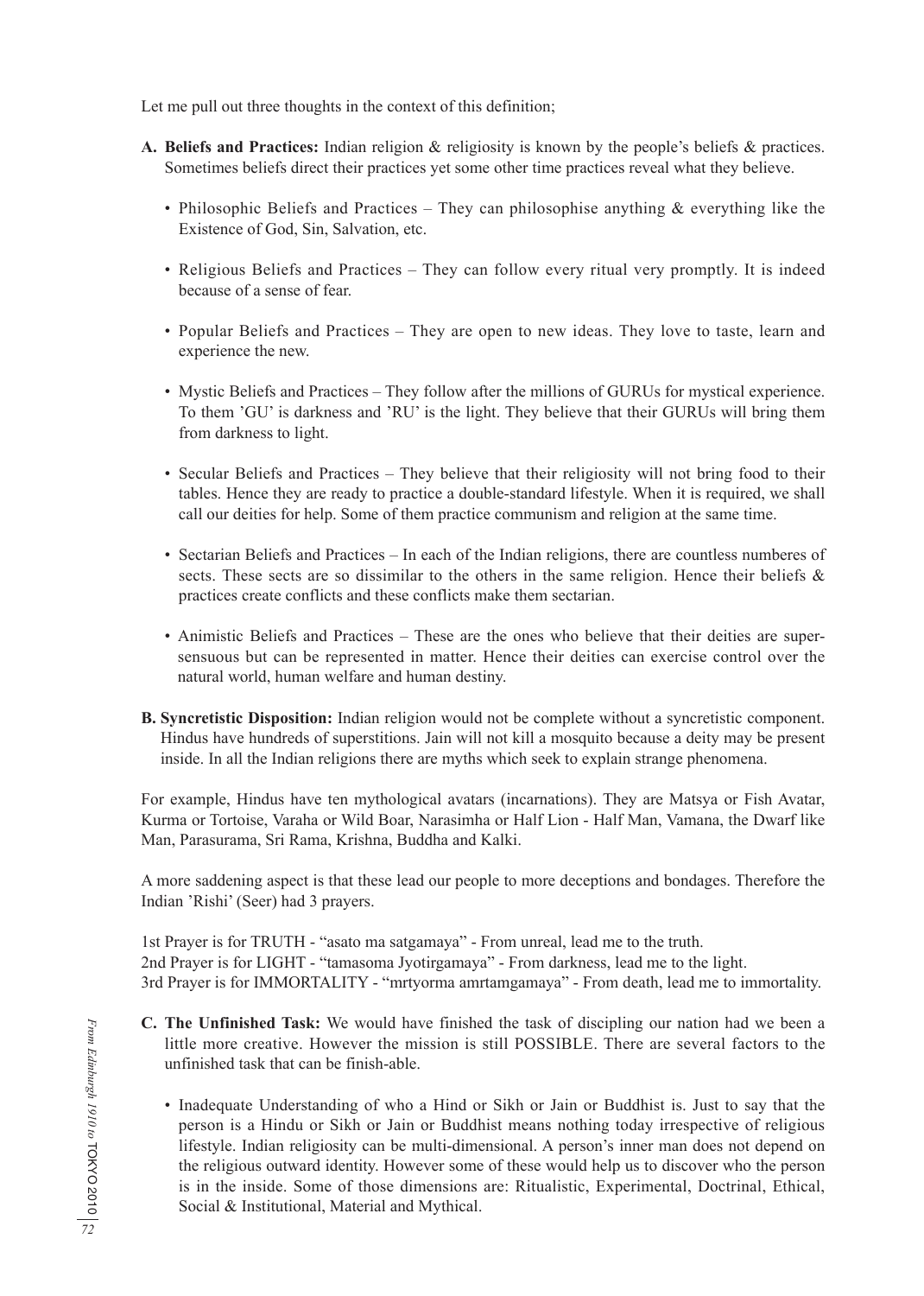Let me pull out three thoughts in the context of this definition;

**A. Beliefs and Practices:** Indian religion & religiosity is known by the people's beliefs & practices. Sometimes beliefs direct their practices yet some other time practices reveal what they believe.

- Philosophic Beliefs and Practices – They can philosophise anything & everything like the Existence of God, Sin, Salvation, etc.
- Religious Beliefs and Practices – They can follow every ritual very promptly. It is indeed because of a sense of fear.
- Popular Beliefs and Practices – They are open to new ideas. They love to taste, learn and experience the new.
- Mystic Beliefs and Practices – They follow after the millions of GURUs for mystical experience. To them 'GU' is darkness and 'RU' is the light. They believe that their GURUs will bring them from darkness to light.
- Secular Beliefs and Practices – They believe that their religiosity will not bring food to their tables. Hence they are ready to practice a double-standard lifestyle. When it is required, we shall call our deities for help. Some of them practice communism and religion at the same time.
- Sectarian Beliefs and Practices – In each of the Indian religions, there are countless numberes of sects. These sects are so dissimilar to the others in the same religion. Hence their beliefs & practices create conflicts and these conflicts make them sectarian.
- Animistic Beliefs and Practices – These are the ones who believe that their deities are super-sensuous but can be represented in matter. Hence their deities can exercise control over the natural world, human welfare and human destiny.

**B. Syncretistic Disposition:** Indian religion would not be complete without a syncretistic component. Hindus have hundreds of superstitions. Jain will not kill a mosquito because a deity may be present inside. In all the Indian religions there are myths which seek to explain strange phenomena.

For example, Hindus have ten mythological avatars (incarnations). They are Matsya or Fish Avatar, Kurma or Tortoise, Varaha or Wild Boar, Narasimha or Half Lion - Half Man, Vamana, the Dwarf like Man, Parasurama, Sri Rama, Krishna, Buddha and Kalki.

A more saddening aspect is that these lead our people to more deceptions and bondages. Therefore the Indian 'Rishi' (Seer) had 3 prayers.

1st Prayer is for TRUTH - "asato ma satgamaya" - From unreal, lead me to the truth.
2nd Prayer is for LIGHT - "tamasoma Jyotirgamaya" - From darkness, lead me to the light.
3rd Prayer is for IMMORTALITY - "mrtyorma amrtamgamaya" - From death, lead me to immortality.

**C. The Unfinished Task:** We would have finished the task of discipling our nation had we been a little more creative. However the mission is still POSSIBLE. There are several factors to the unfinished task that can be finish-able.

- Inadequate Understanding of who a Hind or Sikh or Jain or Buddhist is. Just to say that the person is a Hindu or Sikh or Jain or Buddhist means nothing today irrespective of religious lifestyle. Indian religiosity can be multi-dimensional. A person's inner man does not depend on the religious outward identity. However some of these would help us to discover who the person is in the inside. Some of those dimensions are: Ritualistic, Experimental, Doctrinal, Ethical, Social & Institutional, Material and Mythical.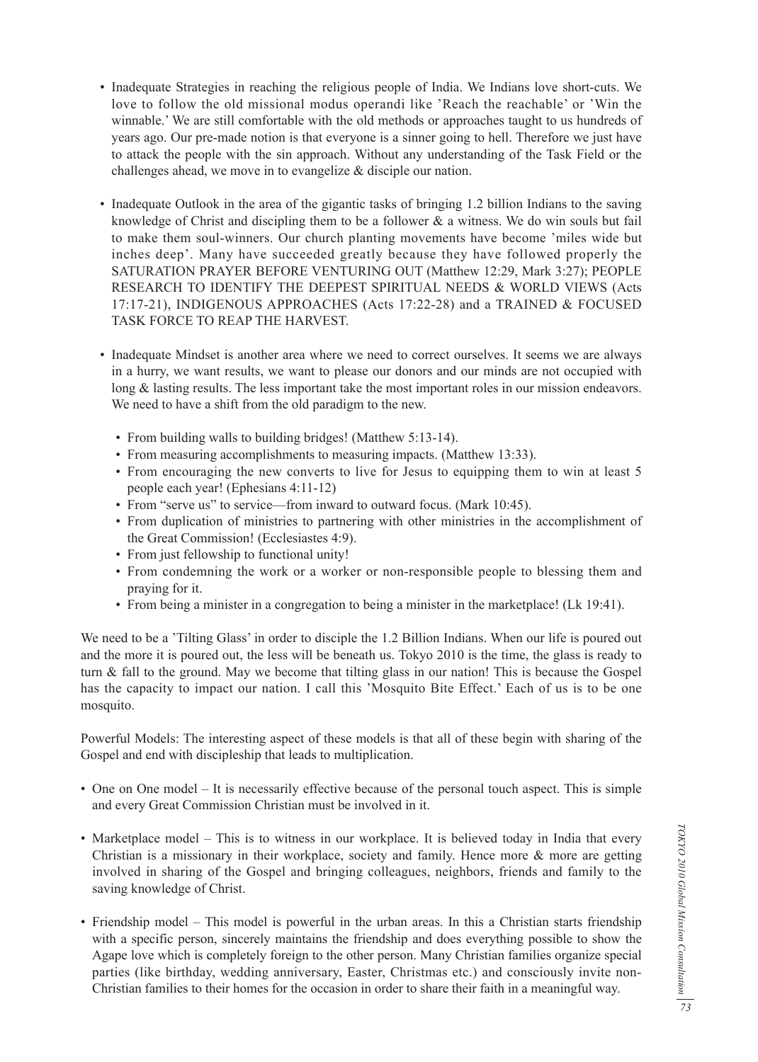- Inadequate Strategies in reaching the religious people of India. We Indians love short-cuts. We love to follow the old missional modus operandi like 'Reach the reachable' or 'Win the winnable.' We are still comfortable with the old methods or approaches taught to us hundreds of years ago. Our pre-made notion is that everyone is a sinner going to hell. Therefore we just have to attack the people with the sin approach. Without any understanding of the Task Field or the challenges ahead, we move in to evangelize & disciple our nation.

- Inadequate Outlook in the area of the gigantic tasks of bringing 1.2 billion Indians to the saving knowledge of Christ and discipling them to be a follower & a witness. We do win souls but fail to make them soul-winners. Our church planting movements have become 'miles wide but inches deep'. Many have succeeded greatly because they have followed properly the SATURATION PRAYER BEFORE VENTURING OUT (Matthew 12:29, Mark 3:27); PEOPLE RESEARCH TO IDENTIFY THE DEEPEST SPIRITUAL NEEDS & WORLD VIEWS (Acts 17:17-21), INDIGENOUS APPROACHES (Acts 17:22-28) and a TRAINED & FOCUSED TASK FORCE TO REAP THE HARVEST.

- Inadequate Mindset is another area where we need to correct ourselves. It seems we are always in a hurry, we want results, we want to please our donors and our minds are not occupied with long & lasting results. The less important take the most important roles in our mission endeavors. We need to have a shift from the old paradigm to the new.
  - From building walls to building bridges! (Matthew 5:13-14).
  - From measuring accomplishments to measuring impacts. (Matthew 13:33).
  - From encouraging the new converts to live for Jesus to equipping them to win at least 5 people each year! (Ephesians 4:11-12)
  - From "serve us" to service—from inward to outward focus. (Mark 10:45).
  - From duplication of ministries to partnering with other ministries in the accomplishment of the Great Commission! (Ecclesiastes 4:9).
  - From just fellowship to functional unity!
  - From condemning the work or a worker or non-responsible people to blessing them and praying for it.
  - From being a minister in a congregation to being a minister in the marketplace! (Lk 19:41).

We need to be a 'Tilting Glass' in order to disciple the 1.2 Billion Indians. When our life is poured out and the more it is poured out, the less will be beneath us. Tokyo 2010 is the time, the glass is ready to turn & fall to the ground. May we become that tilting glass in our nation! This is because the Gospel has the capacity to impact our nation. I call this 'Mosquito Bite Effect.' Each of us is to be one mosquito.

Powerful Models: The interesting aspect of these models is that all of these begin with sharing of the Gospel and end with discipleship that leads to multiplication.

- One on One model – It is necessarily effective because of the personal touch aspect. This is simple and every Great Commission Christian must be involved in it.

- Marketplace model – This is to witness in our workplace. It is believed today in India that every Christian is a missionary in their workplace, society and family. Hence more & more are getting involved in sharing of the Gospel and bringing colleagues, neighbors, friends and family to the saving knowledge of Christ.

- Friendship model – This model is powerful in the urban areas. In this a Christian starts friendship with a specific person, sincerely maintains the friendship and does everything possible to show the Agape love which is completely foreign to the other person. Many Christian families organize special parties (like birthday, wedding anniversary, Easter, Christmas etc.) and consciously invite non-Christian families to their homes for the occasion in order to share their faith in a meaningful way.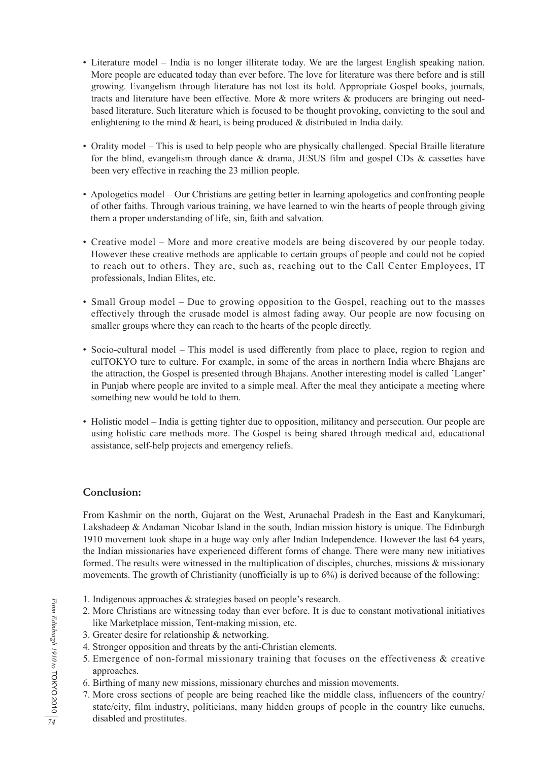- Literature model – India is no longer illiterate today. We are the largest English speaking nation. More people are educated today than ever before. The love for literature was there before and is still growing. Evangelism through literature has not lost its hold. Appropriate Gospel books, journals, tracts and literature have been effective. More & more writers & producers are bringing out need-based literature. Such literature which is focused to be thought provoking, convicting to the soul and enlightening to the mind & heart, is being produced & distributed in India daily.

- Orality model – This is used to help people who are physically challenged. Special Braille literature for the blind, evangelism through dance & drama, JESUS film and gospel CDs & cassettes have been very effective in reaching the 23 million people.

- Apologetics model – Our Christians are getting better in learning apologetics and confronting people of other faiths. Through various training, we have learned to win the hearts of people through giving them a proper understanding of life, sin, faith and salvation.

- Creative model – More and more creative models are being discovered by our people today. However these creative methods are applicable to certain groups of people and could not be copied to reach out to others. They are, such as, reaching out to the Call Center Employees, IT professionals, Indian Elites, etc.

- Small Group model – Due to growing opposition to the Gospel, reaching out to the masses effectively through the crusade model is almost fading away. Our people are now focusing on smaller groups where they can reach to the hearts of the people directly.

- Socio-cultural model – This model is used differently from place to place, region to region and culTOKYO ture to culture. For example, in some of the areas in northern India where Bhajans are the attraction, the Gospel is presented through Bhajans. Another interesting model is called 'Langer' in Punjab where people are invited to a simple meal. After the meal they anticipate a meeting where something new would be told to them.

- Holistic model – India is getting tighter due to opposition, militancy and persecution. Our people are using holistic care methods more. The Gospel is being shared through medical aid, educational assistance, self-help projects and emergency reliefs.

## Conclusion:

From Kashmir on the north, Gujarat on the West, Arunachal Pradesh in the East and Kanykumari, Lakshadeep & Andaman Nicobar Island in the south, Indian mission history is unique. The Edinburgh 1910 movement took shape in a huge way only after Indian Independence. However the last 64 years, the Indian missionaries have experienced different forms of change. There were many new initiatives formed. The results were witnessed in the multiplication of disciples, churches, missions & missionary movements. The growth of Christianity (unofficially is up to 6%) is derived because of the following:

1. Indigenous approaches & strategies based on people's research.
2. More Christians are witnessing today than ever before. It is due to constant motivational initiatives like Marketplace mission, Tent-making mission, etc.
3. Greater desire for relationship & networking.
4. Stronger opposition and threats by the anti-Christian elements.
5. Emergence of non-formal missionary training that focuses on the effectiveness & creative approaches.
6. Birthing of many new missions, missionary churches and mission movements.
7. More cross sections of people are being reached like the middle class, influencers of the country/ state/city, film industry, politicians, many hidden groups of people in the country like eunuchs, disabled and prostitutes.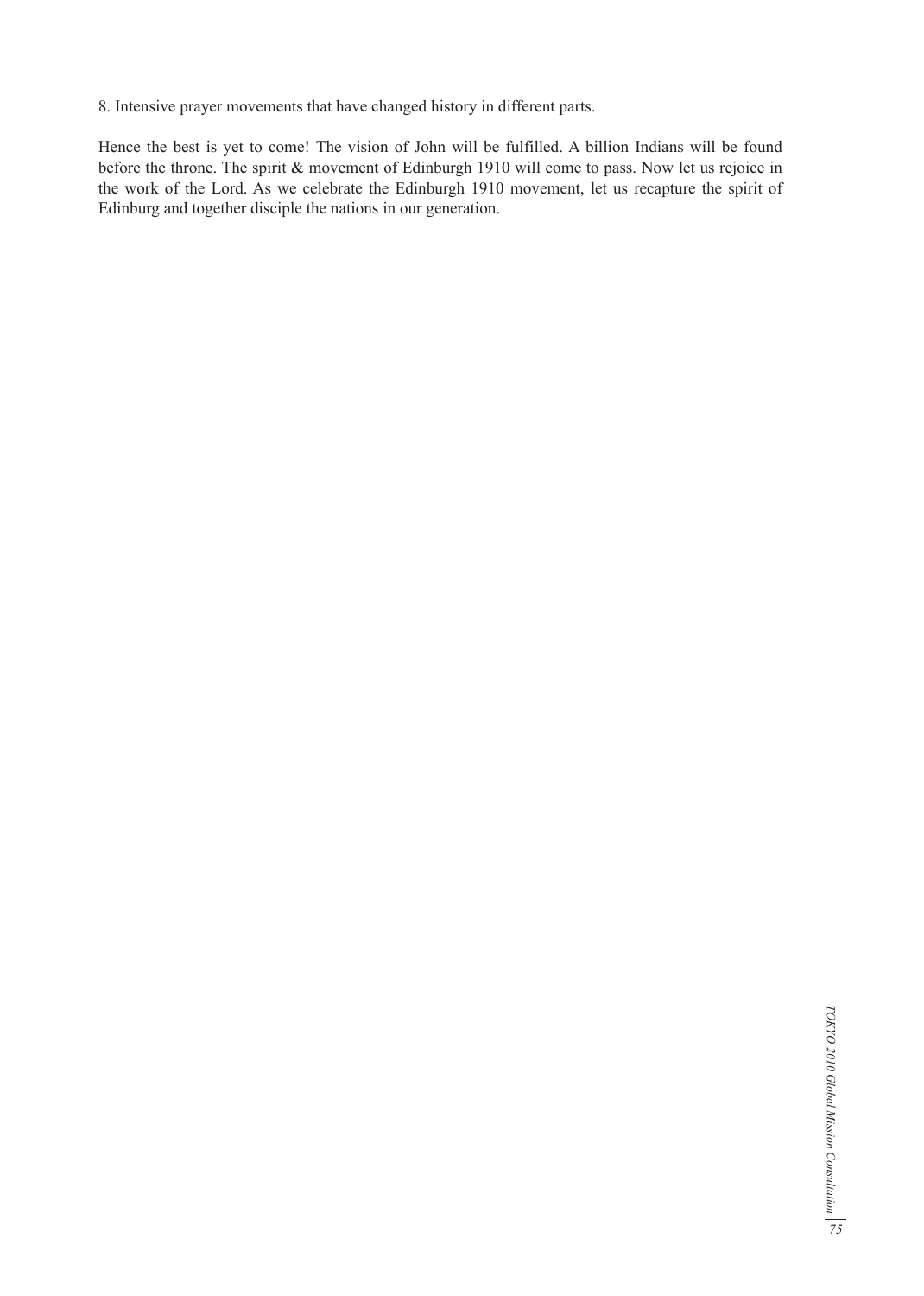8. Intensive prayer movements that have changed history in different parts.

Hence the best is yet to come! The vision of John will be fulfilled. A billion Indians will be found before the throne. The spirit & movement of Edinburgh 1910 will come to pass. Now let us rejoice in the work of the Lord. As we celebrate the Edinburgh 1910 movement, let us recapture the spirit of Edinburg and together disciple the nations in our generation.